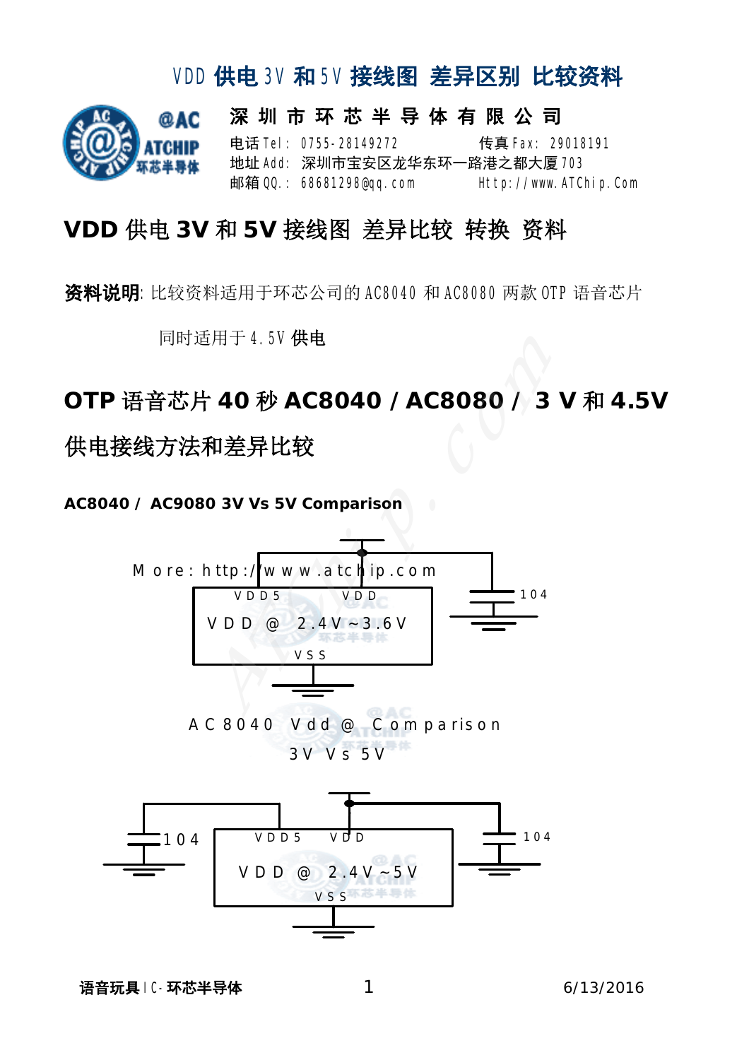# VDD 供电 3V 和 5V 接线图 差异区别 比较资料

**深 圳 市 环 芯 半 导 体 有 限 公 司**

电话 Tel: 0755-28149272　　传真 Fax: 29018191

地址 Add: 深圳市宝安区龙华东环一路港之都大厦 703

邮箱 QQ.: 68681298@qq.com　　Http://www.ATChip.Com

## VDD 供电 3V 和 5V 接线图 差异比较 转换 资料

**资料说明**: 比较资料适用于环芯公司的 AC8040 和 AC8080 两款 OTP 语音芯片

同时适用于 4.5V **供电**

## OTP 语音芯片 40 秒 AC8040 / AC8080 / 3 V 和 4.5V 供电接线方法和差异比较

**AC8040 / AC9080 3V Vs 5V Comparison**

More: http://www.atchip.com

VDD5　VDD

VDD @ 2.4V ~3.6V

VSS

104

AC8040 Vdd @ Comparison

3V Vs 5V

104

VDD5　VDD

VDD @ 2.4V ~5V

VSS

104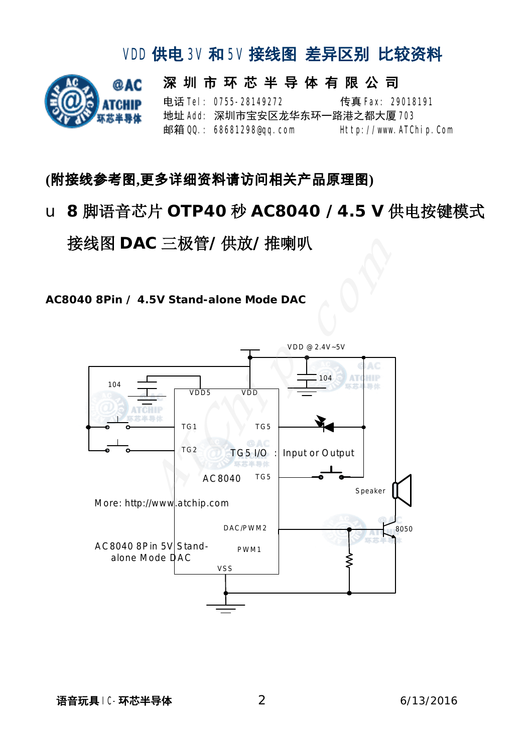# VDD 供电 3V 和 5V 接线图 差异区别 比较资料

**深 圳 市 环 芯 半 导 体 有 限 公 司**

电话 Tel: 0755-28149272　　　传真 Fax: 29018191
地址 Add: 深圳市宝安区龙华东环一路港之都大厦 703
邮箱 QQ.: 68681298@qq.com　　　Http://www.ATChip.Com

**(附接线参考图,更多详细资料请访问相关产品原理图)**

- **8 脚语音芯片 OTP40 秒 AC8040 / 4.5 V 供电按键模式接线图 DAC 三极管/ 供放/ 推喇叭**

**AC8040 8Pin / 4.5V Stand-alone Mode DAC**

VDD @ 2.4V~5V

104

104

VDD5　VDD

TG1　TG5

TG2　TG5 I/O : Input or Output

AC8040　TG5

Speaker

More: http://www.atchip.com

DAC/PWM2　8050

AC8040 8Pin 5V Stand-alone Mode DAC　PWM1

VSS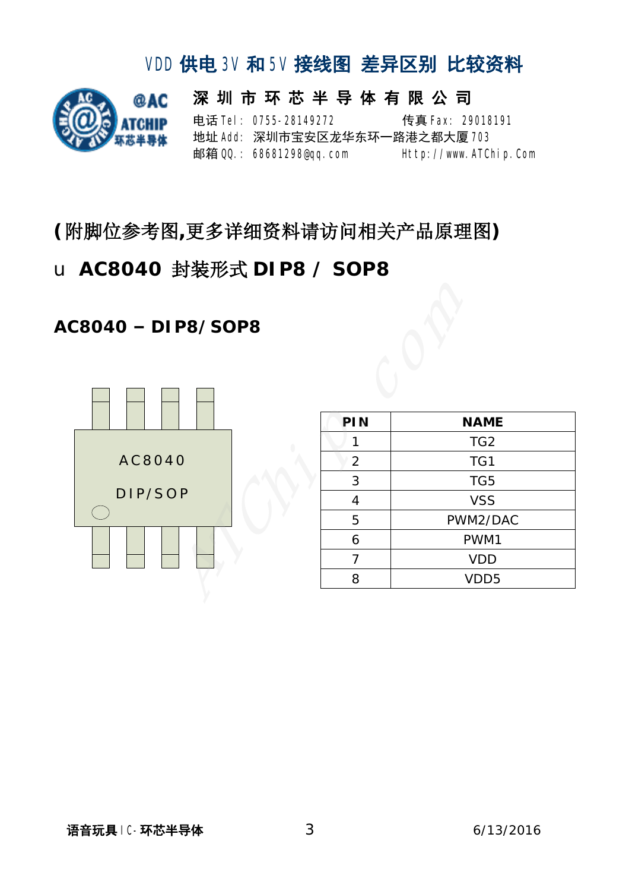(附脚位参考图,更多详细资料请访问相关产品原理图)

u **AC8040 封装形式 DIP8 / SOP8**

### AC8040 – DIP8/SOP8

AC8040

DIP/SOP

| PIN | NAME |
|---|---|
| 1 | TG2 |
| 2 | TG1 |
| 3 | TG5 |
| 4 | VSS |
| 5 | PWM2/DAC |
| 6 | PWM1 |
| 7 | VDD |
| 8 | VDD5 |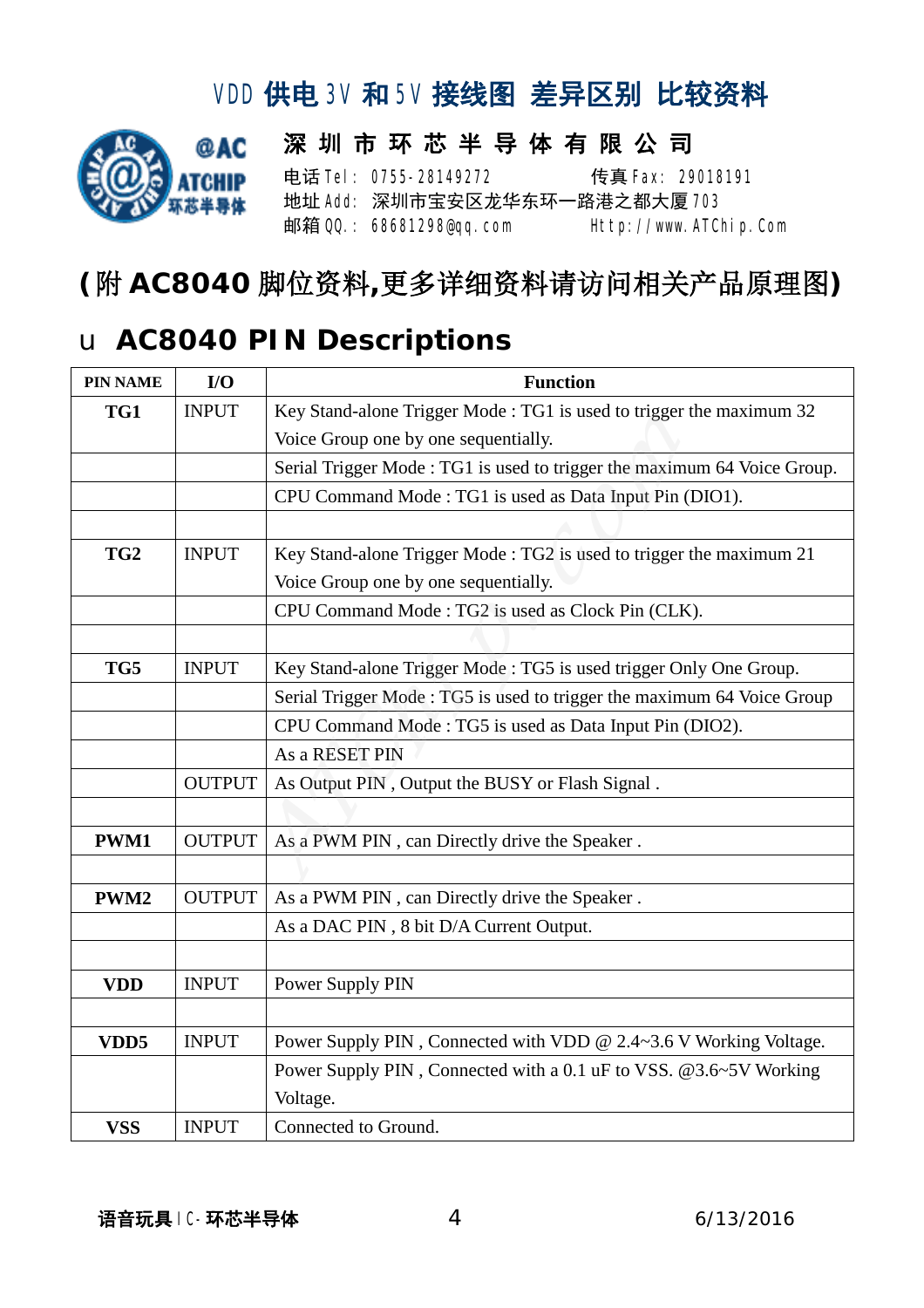# VDD 供电 3V 和 5V 接线图 差异区别 比较资料

**深 圳 市 环 芯 半 导 体 有 限 公 司**

电话 Tel: 0755-28149272　　　传真 Fax: 29018191
地址 Add: 深圳市宝安区龙华东环一路港之都大厦 703
邮箱 QQ.: 68681298@qq.com　　　Http://www.ATChip.Com

## (附 AC8040 脚位资料,更多详细资料请访问相关产品原理图)

## u AC8040 PIN Descriptions

| PIN NAME | I/O | Function |
|---|---|---|
| **TG1** | INPUT | Key Stand-alone Trigger Mode : TG1 is used to trigger the maximum 32 Voice Group one by one sequentially. |
| | | Serial Trigger Mode : TG1 is used to trigger the maximum 64 Voice Group. |
| | | CPU Command Mode : TG1 is used as Data Input Pin (DIO1). |
| | | |
| **TG2** | INPUT | Key Stand-alone Trigger Mode : TG2 is used to trigger the maximum 21 Voice Group one by one sequentially. |
| | | CPU Command Mode : TG2 is used as Clock Pin (CLK). |
| | | |
| **TG5** | INPUT | Key Stand-alone Trigger Mode : TG5 is used trigger Only One Group. |
| | | Serial Trigger Mode : TG5 is used to trigger the maximum 64 Voice Group |
| | | CPU Command Mode : TG5 is used as Data Input Pin (DIO2). |
| | | As a RESET PIN |
| | OUTPUT | As Output PIN , Output the BUSY or Flash Signal . |
| | | |
| **PWM1** | OUTPUT | As a PWM PIN , can Directly drive the Speaker . |
| | | |
| **PWM2** | OUTPUT | As a PWM PIN , can Directly drive the Speaker . |
| | | As a DAC PIN , 8 bit D/A Current Output. |
| | | |
| **VDD** | INPUT | Power Supply PIN |
| | | |
| **VDD5** | INPUT | Power Supply PIN , Connected with VDD @ 2.4~3.6 V Working Voltage. |
| | | Power Supply PIN , Connected with a 0.1 uF to VSS. @3.6~5V Working Voltage. |
| **VSS** | INPUT | Connected to Ground. |